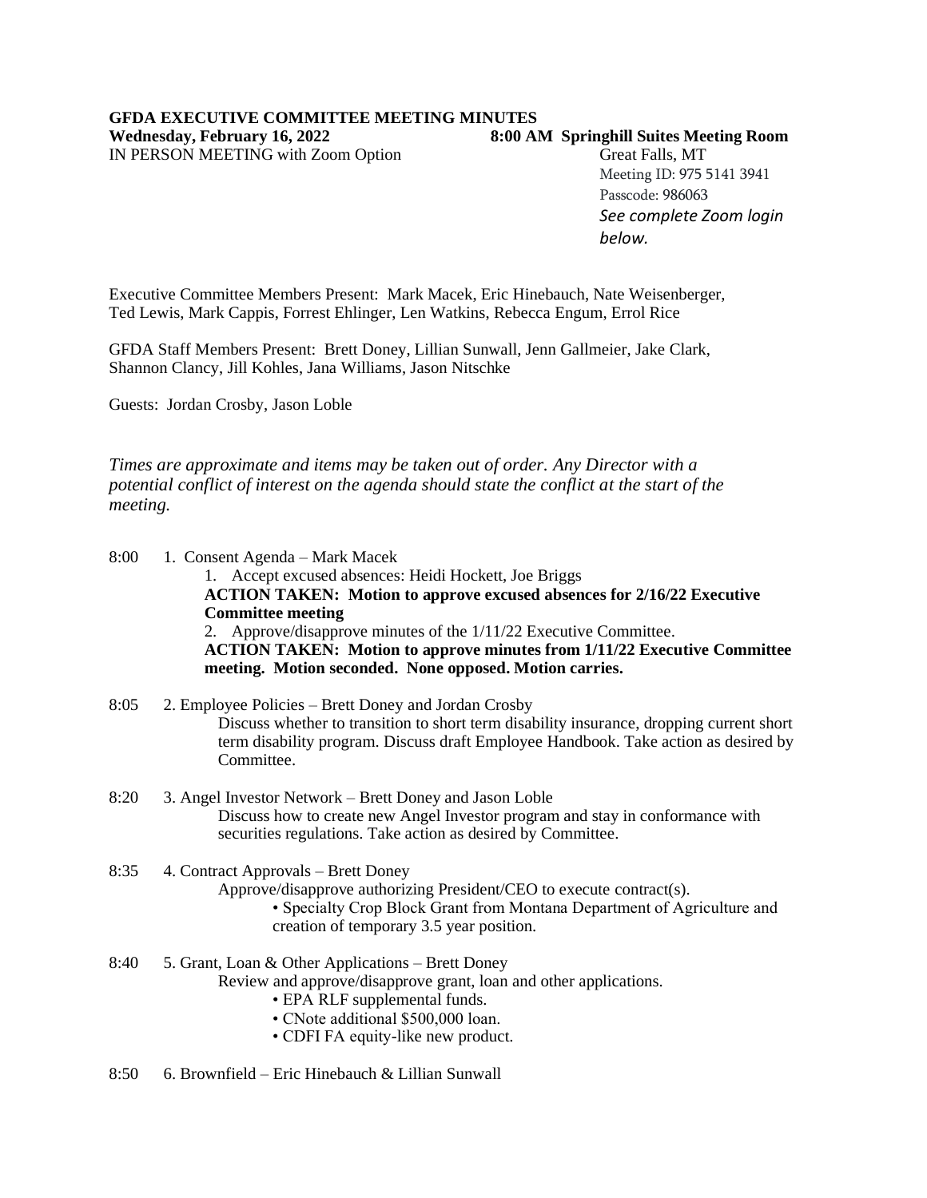**GFDA EXECUTIVE COMMITTEE MEETING MINUTES**

**Wednesday, February 16, 2022** **8:00 AM Springhill Suites Meeting Room**

IN PERSON MEETING with Zoom Option

Great Falls, MT
Meeting ID: 975 5141 3941
Passcode: 986063
*See complete Zoom login below.*

Executive Committee Members Present: Mark Macek, Eric Hinebauch, Nate Weisenberger, Ted Lewis, Mark Cappis, Forrest Ehlinger, Len Watkins, Rebecca Engum, Errol Rice

GFDA Staff Members Present: Brett Doney, Lillian Sunwall, Jenn Gallmeier, Jake Clark, Shannon Clancy, Jill Kohles, Jana Williams, Jason Nitschke

Guests: Jordan Crosby, Jason Loble

*Times are approximate and items may be taken out of order. Any Director with a potential conflict of interest on the agenda should state the conflict at the start of the meeting.*

8:00 1. Consent Agenda – Mark Macek

1. Accept excused absences: Heidi Hockett, Joe Briggs

**ACTION TAKEN: Motion to approve excused absences for 2/16/22 Executive Committee meeting**

2. Approve/disapprove minutes of the 1/11/22 Executive Committee.

**ACTION TAKEN: Motion to approve minutes from 1/11/22 Executive Committee meeting. Motion seconded. None opposed. Motion carries.**

8:05 2. Employee Policies – Brett Doney and Jordan Crosby

Discuss whether to transition to short term disability insurance, dropping current short term disability program. Discuss draft Employee Handbook. Take action as desired by Committee.

8:20 3. Angel Investor Network – Brett Doney and Jason Loble

Discuss how to create new Angel Investor program and stay in conformance with securities regulations. Take action as desired by Committee.

8:35 4. Contract Approvals – Brett Doney

Approve/disapprove authorizing President/CEO to execute contract(s).

- Specialty Crop Block Grant from Montana Department of Agriculture and creation of temporary 3.5 year position.

8:40 5. Grant, Loan & Other Applications – Brett Doney

Review and approve/disapprove grant, loan and other applications.

- EPA RLF supplemental funds.
- CNote additional $500,000 loan.
- CDFI FA equity-like new product.

8:50 6. Brownfield – Eric Hinebauch & Lillian Sunwall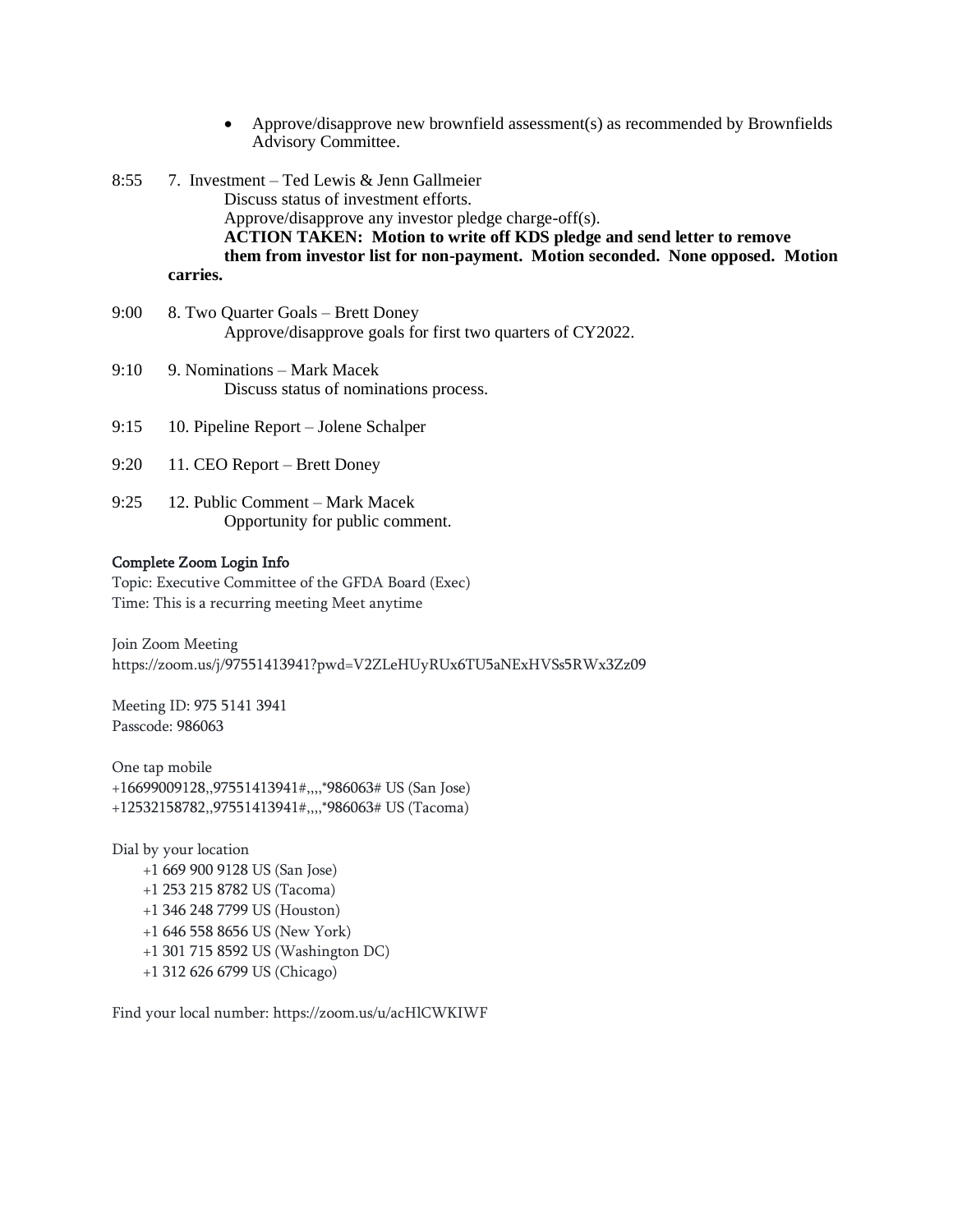- Approve/disapprove new brownfield assessment(s) as recommended by Brownfields Advisory Committee.

8:55 7. Investment – Ted Lewis & Jenn Gallmeier

Discuss status of investment efforts.

Approve/disapprove any investor pledge charge-off(s).

**ACTION TAKEN: Motion to write off KDS pledge and send letter to remove them from investor list for non-payment. Motion seconded. None opposed. Motion carries.**

9:00 8. Two Quarter Goals – Brett Doney

Approve/disapprove goals for first two quarters of CY2022.

9:10 9. Nominations – Mark Macek

Discuss status of nominations process.

9:15 10. Pipeline Report – Jolene Schalper

9:20 11. CEO Report – Brett Doney

9:25 12. Public Comment – Mark Macek

Opportunity for public comment.

### Complete Zoom Login Info

Topic: Executive Committee of the GFDA Board (Exec)
Time: This is a recurring meeting Meet anytime

Join Zoom Meeting
https://zoom.us/j/97551413941?pwd=V2ZLeHUyRUx6TU5aNExHVSs5RWx3Zz09

Meeting ID: 975 5141 3941
Passcode: 986063

One tap mobile
+16699009128,,97551413941#,,,,*986063# US (San Jose)
+12532158782,,97551413941#,,,,*986063# US (Tacoma)

Dial by your location
+1 669 900 9128 US (San Jose)
+1 253 215 8782 US (Tacoma)
+1 346 248 7799 US (Houston)
+1 646 558 8656 US (New York)
+1 301 715 8592 US (Washington DC)
+1 312 626 6799 US (Chicago)

Find your local number: https://zoom.us/u/acHlCWKIWF